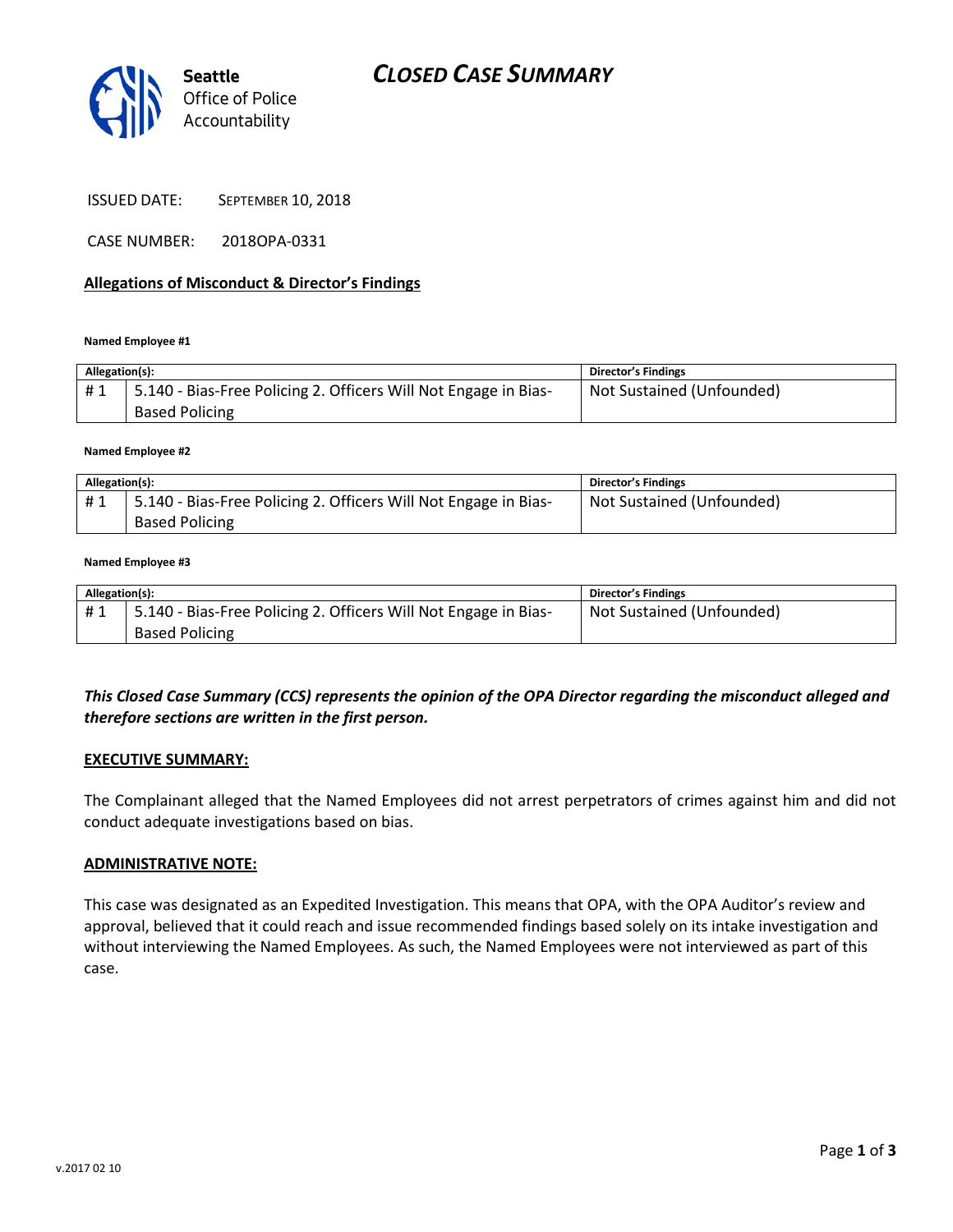Seattle Office of Police Accountability

# CLOSED CASE SUMMARY

ISSUED DATE: SEPTEMBER 10, 2018

CASE NUMBER: 2018OPA-0331

## Allegations of Misconduct & Director's Findings

**Named Employee #1**

| Allegation(s): | | Director's Findings |
|---|---|---|
| # 1 | 5.140 - Bias-Free Policing 2. Officers Will Not Engage in Bias-Based Policing | Not Sustained (Unfounded) |

**Named Employee #2**

| Allegation(s): | | Director's Findings |
|---|---|---|
| # 1 | 5.140 - Bias-Free Policing 2. Officers Will Not Engage in Bias-Based Policing | Not Sustained (Unfounded) |

**Named Employee #3**

| Allegation(s): | | Director's Findings |
|---|---|---|
| # 1 | 5.140 - Bias-Free Policing 2. Officers Will Not Engage in Bias-Based Policing | Not Sustained (Unfounded) |

***This Closed Case Summary (CCS) represents the opinion of the OPA Director regarding the misconduct alleged and therefore sections are written in the first person.***

**EXECUTIVE SUMMARY:**

The Complainant alleged that the Named Employees did not arrest perpetrators of crimes against him and did not conduct adequate investigations based on bias.

**ADMINISTRATIVE NOTE:**

This case was designated as an Expedited Investigation. This means that OPA, with the OPA Auditor's review and approval, believed that it could reach and issue recommended findings based solely on its intake investigation and without interviewing the Named Employees. As such, the Named Employees were not interviewed as part of this case.

v.2017 02 10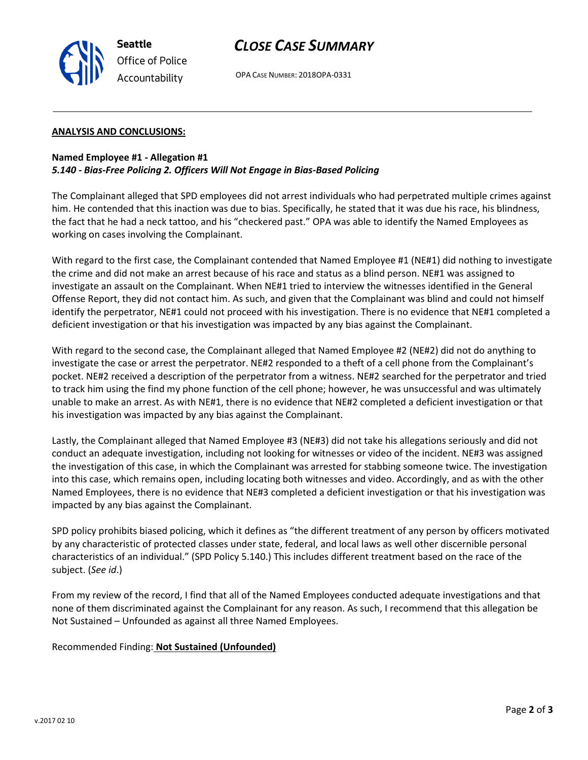## ANALYSIS AND CONCLUSIONS:

**Named Employee #1 - Allegation #1**
***5.140 - Bias-Free Policing 2. Officers Will Not Engage in Bias-Based Policing***

The Complainant alleged that SPD employees did not arrest individuals who had perpetrated multiple crimes against him. He contended that this inaction was due to bias. Specifically, he stated that it was due his race, his blindness, the fact that he had a neck tattoo, and his "checkered past." OPA was able to identify the Named Employees as working on cases involving the Complainant.

With regard to the first case, the Complainant contended that Named Employee #1 (NE#1) did nothing to investigate the crime and did not make an arrest because of his race and status as a blind person. NE#1 was assigned to investigate an assault on the Complainant. When NE#1 tried to interview the witnesses identified in the General Offense Report, they did not contact him. As such, and given that the Complainant was blind and could not himself identify the perpetrator, NE#1 could not proceed with his investigation. There is no evidence that NE#1 completed a deficient investigation or that his investigation was impacted by any bias against the Complainant.

With regard to the second case, the Complainant alleged that Named Employee #2 (NE#2) did not do anything to investigate the case or arrest the perpetrator. NE#2 responded to a theft of a cell phone from the Complainant's pocket. NE#2 received a description of the perpetrator from a witness. NE#2 searched for the perpetrator and tried to track him using the find my phone function of the cell phone; however, he was unsuccessful and was ultimately unable to make an arrest. As with NE#1, there is no evidence that NE#2 completed a deficient investigation or that his investigation was impacted by any bias against the Complainant.

Lastly, the Complainant alleged that Named Employee #3 (NE#3) did not take his allegations seriously and did not conduct an adequate investigation, including not looking for witnesses or video of the incident. NE#3 was assigned the investigation of this case, in which the Complainant was arrested for stabbing someone twice. The investigation into this case, which remains open, including locating both witnesses and video. Accordingly, and as with the other Named Employees, there is no evidence that NE#3 completed a deficient investigation or that his investigation was impacted by any bias against the Complainant.

SPD policy prohibits biased policing, which it defines as "the different treatment of any person by officers motivated by any characteristic of protected classes under state, federal, and local laws as well other discernible personal characteristics of an individual." (SPD Policy 5.140.) This includes different treatment based on the race of the subject. (*See id*.)

From my review of the record, I find that all of the Named Employees conducted adequate investigations and that none of them discriminated against the Complainant for any reason. As such, I recommend that this allegation be Not Sustained – Unfounded as against all three Named Employees.

Recommended Finding: **Not Sustained (Unfounded)**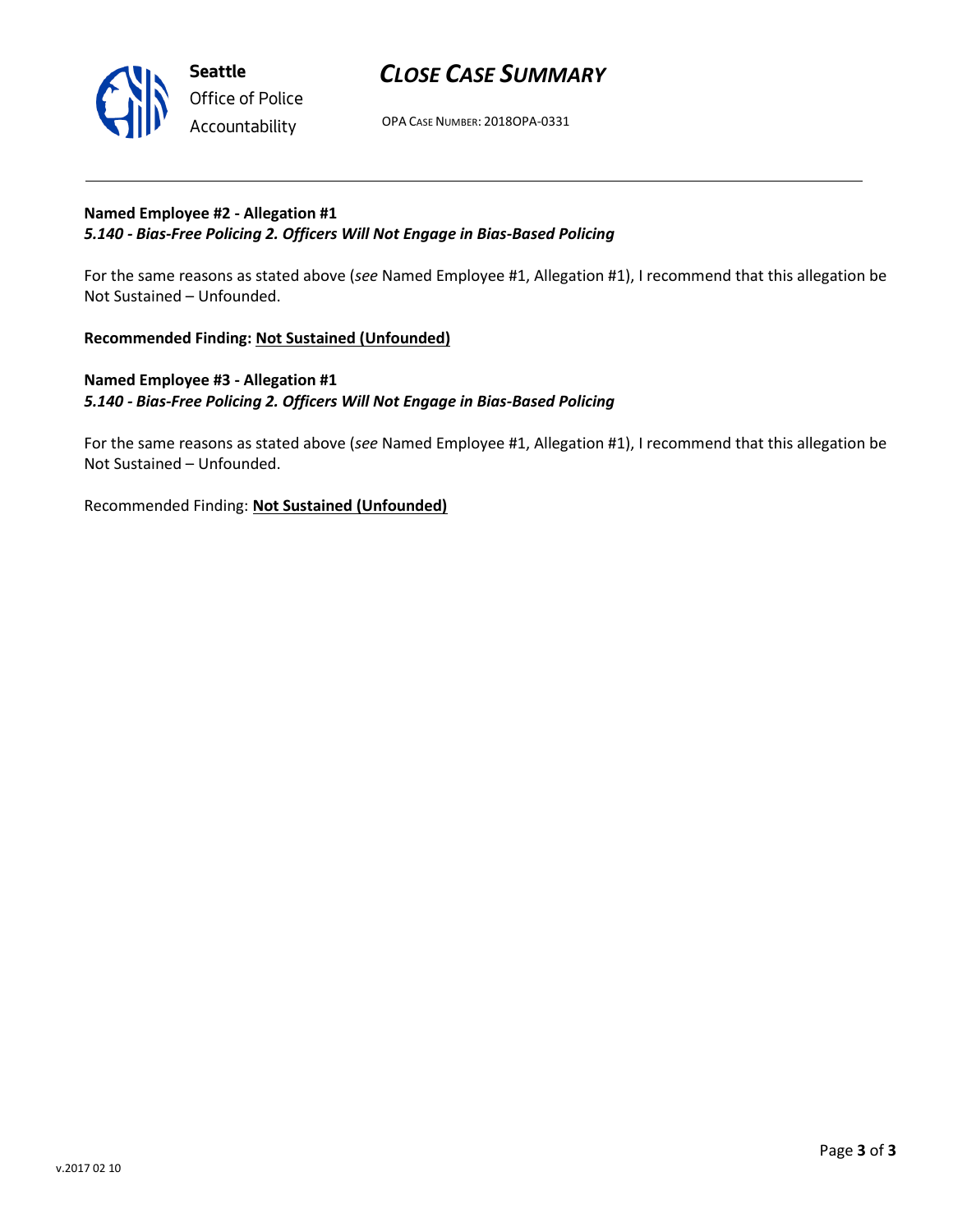**Named Employee #2 - Allegation #1**
***5.140 - Bias-Free Policing 2. Officers Will Not Engage in Bias-Based Policing***

For the same reasons as stated above (*see* Named Employee #1, Allegation #1), I recommend that this allegation be Not Sustained – Unfounded.

**Recommended Finding: Not Sustained (Unfounded)**

**Named Employee #3 - Allegation #1**
***5.140 - Bias-Free Policing 2. Officers Will Not Engage in Bias-Based Policing***

For the same reasons as stated above (*see* Named Employee #1, Allegation #1), I recommend that this allegation be Not Sustained – Unfounded.

Recommended Finding: **Not Sustained (Unfounded)**